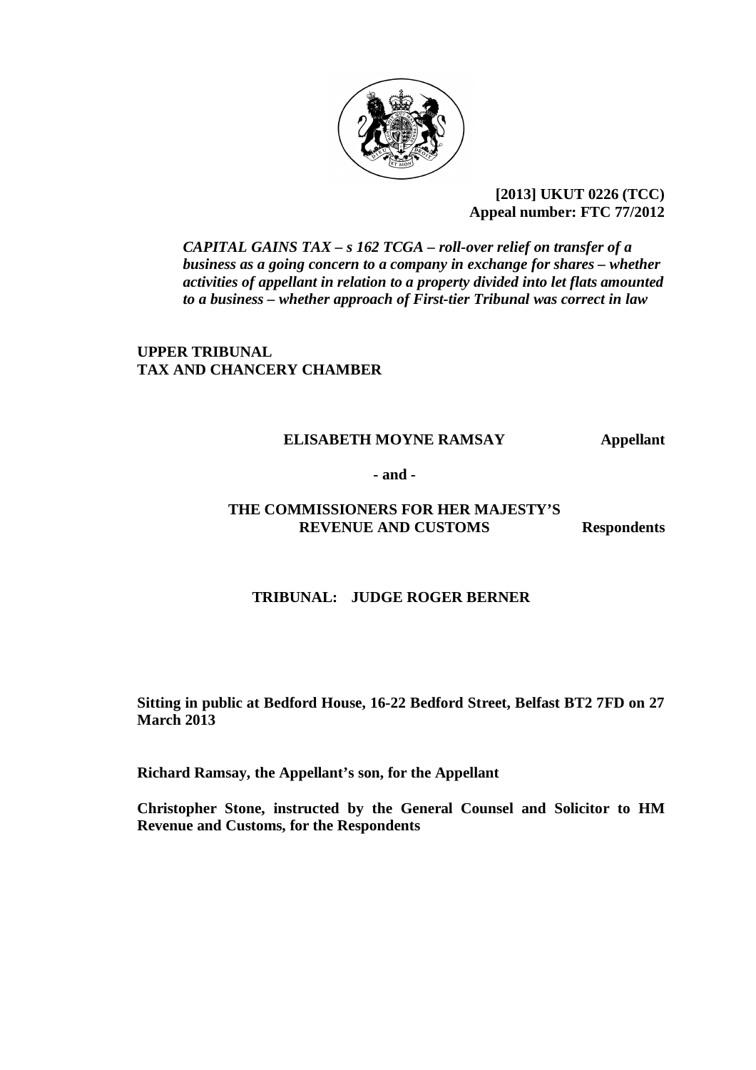**[2013] UKUT 0226 (TCC)**
**Appeal number: FTC 77/2012**

***CAPITAL GAINS TAX – s 162 TCGA – roll-over relief on transfer of a business as a going concern to a company in exchange for shares – whether activities of appellant in relation to a property divided into let flats amounted to a business – whether approach of First-tier Tribunal was correct in law***

**UPPER TRIBUNAL**
**TAX AND CHANCERY CHAMBER**

**ELISABETH MOYNE RAMSAY** — **Appellant**

**- and -**

**THE COMMISSIONERS FOR HER MAJESTY'S REVENUE AND CUSTOMS** — **Respondents**

**TRIBUNAL: JUDGE ROGER BERNER**

**Sitting in public at Bedford House, 16-22 Bedford Street, Belfast BT2 7FD on 27 March 2013**

**Richard Ramsay, the Appellant's son, for the Appellant**

**Christopher Stone, instructed by the General Counsel and Solicitor to HM Revenue and Customs, for the Respondents**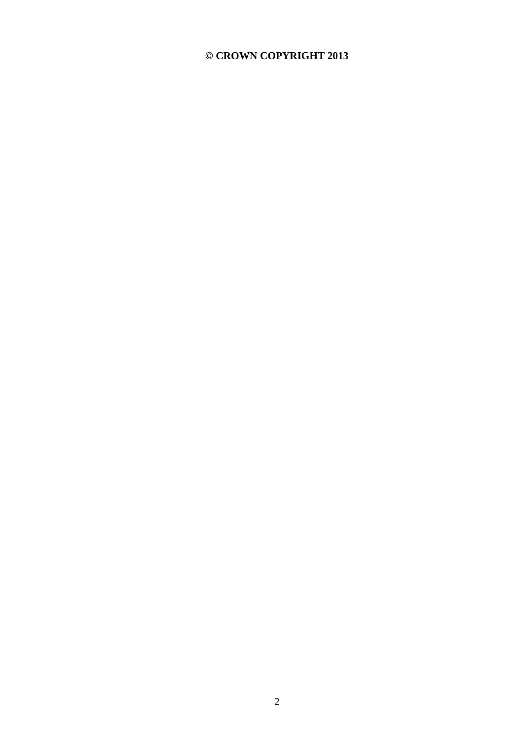**© CROWN COPYRIGHT 2013**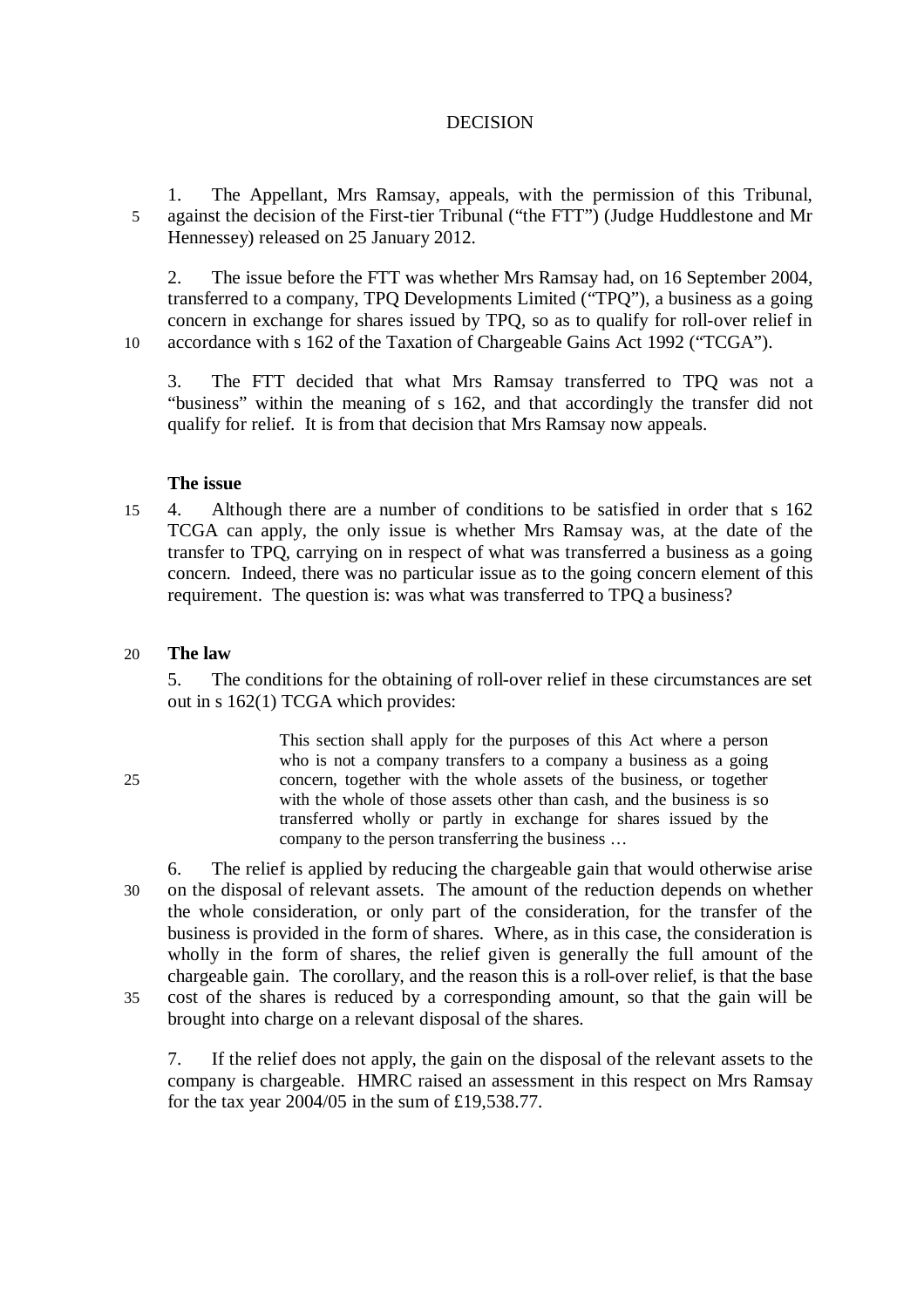# DECISION

1. The Appellant, Mrs Ramsay, appeals, with the permission of this Tribunal, against the decision of the First-tier Tribunal ("the FTT") (Judge Huddlestone and Mr Hennessey) released on 25 January 2012.

2. The issue before the FTT was whether Mrs Ramsay had, on 16 September 2004, transferred to a company, TPQ Developments Limited ("TPQ"), a business as a going concern in exchange for shares issued by TPQ, so as to qualify for roll-over relief in accordance with s 162 of the Taxation of Chargeable Gains Act 1992 ("TCGA").

3. The FTT decided that what Mrs Ramsay transferred to TPQ was not a "business" within the meaning of s 162, and that accordingly the transfer did not qualify for relief. It is from that decision that Mrs Ramsay now appeals.

## The issue

4. Although there are a number of conditions to be satisfied in order that s 162 TCGA can apply, the only issue is whether Mrs Ramsay was, at the date of the transfer to TPQ, carrying on in respect of what was transferred a business as a going concern. Indeed, there was no particular issue as to the going concern element of this requirement. The question is: was what was transferred to TPQ a business?

## The law

5. The conditions for the obtaining of roll-over relief in these circumstances are set out in s 162(1) TCGA which provides:

> This section shall apply for the purposes of this Act where a person who is not a company transfers to a company a business as a going concern, together with the whole assets of the business, or together with the whole of those assets other than cash, and the business is so transferred wholly or partly in exchange for shares issued by the company to the person transferring the business …

6. The relief is applied by reducing the chargeable gain that would otherwise arise on the disposal of relevant assets. The amount of the reduction depends on whether the whole consideration, or only part of the consideration, for the transfer of the business is provided in the form of shares. Where, as in this case, the consideration is wholly in the form of shares, the relief given is generally the full amount of the chargeable gain. The corollary, and the reason this is a roll-over relief, is that the base cost of the shares is reduced by a corresponding amount, so that the gain will be brought into charge on a relevant disposal of the shares.

7. If the relief does not apply, the gain on the disposal of the relevant assets to the company is chargeable. HMRC raised an assessment in this respect on Mrs Ramsay for the tax year 2004/05 in the sum of £19,538.77.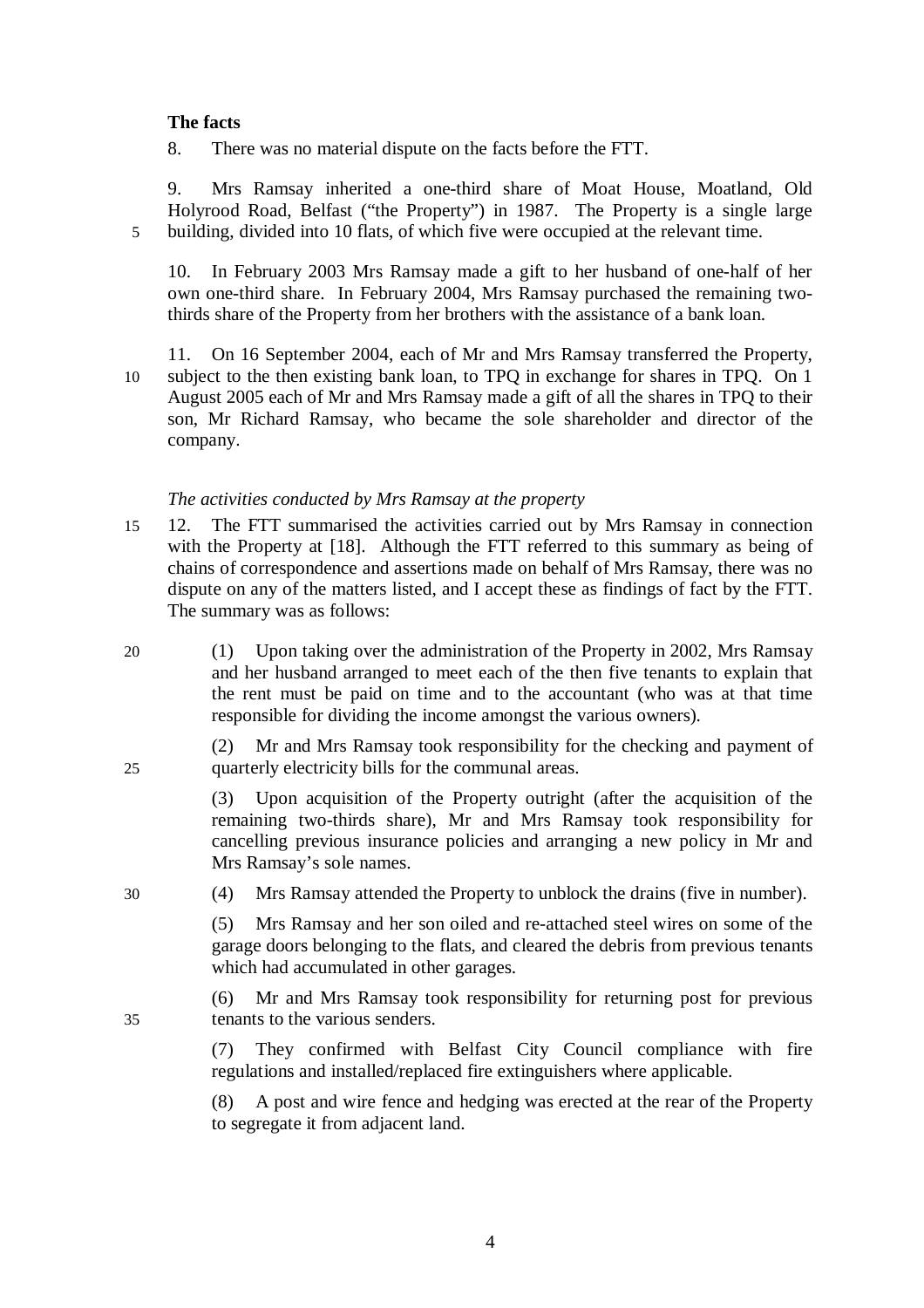**The facts**

8. There was no material dispute on the facts before the FTT.

9. Mrs Ramsay inherited a one-third share of Moat House, Moatland, Old Holyrood Road, Belfast ("the Property") in 1987. The Property is a single large building, divided into 10 flats, of which five were occupied at the relevant time.

10. In February 2003 Mrs Ramsay made a gift to her husband of one-half of her own one-third share. In February 2004, Mrs Ramsay purchased the remaining two-thirds share of the Property from her brothers with the assistance of a bank loan.

11. On 16 September 2004, each of Mr and Mrs Ramsay transferred the Property, subject to the then existing bank loan, to TPQ in exchange for shares in TPQ. On 1 August 2005 each of Mr and Mrs Ramsay made a gift of all the shares in TPQ to their son, Mr Richard Ramsay, who became the sole shareholder and director of the company.

*The activities conducted by Mrs Ramsay at the property*

12. The FTT summarised the activities carried out by Mrs Ramsay in connection with the Property at [18]. Although the FTT referred to this summary as being of chains of correspondence and assertions made on behalf of Mrs Ramsay, there was no dispute on any of the matters listed, and I accept these as findings of fact by the FTT. The summary was as follows:

> (1) Upon taking over the administration of the Property in 2002, Mrs Ramsay and her husband arranged to meet each of the then five tenants to explain that the rent must be paid on time and to the accountant (who was at that time responsible for dividing the income amongst the various owners).
>
> (2) Mr and Mrs Ramsay took responsibility for the checking and payment of quarterly electricity bills for the communal areas.
>
> (3) Upon acquisition of the Property outright (after the acquisition of the remaining two-thirds share), Mr and Mrs Ramsay took responsibility for cancelling previous insurance policies and arranging a new policy in Mr and Mrs Ramsay's sole names.
>
> (4) Mrs Ramsay attended the Property to unblock the drains (five in number).
>
> (5) Mrs Ramsay and her son oiled and re-attached steel wires on some of the garage doors belonging to the flats, and cleared the debris from previous tenants which had accumulated in other garages.
>
> (6) Mr and Mrs Ramsay took responsibility for returning post for previous tenants to the various senders.
>
> (7) They confirmed with Belfast City Council compliance with fire regulations and installed/replaced fire extinguishers where applicable.
>
> (8) A post and wire fence and hedging was erected at the rear of the Property to segregate it from adjacent land.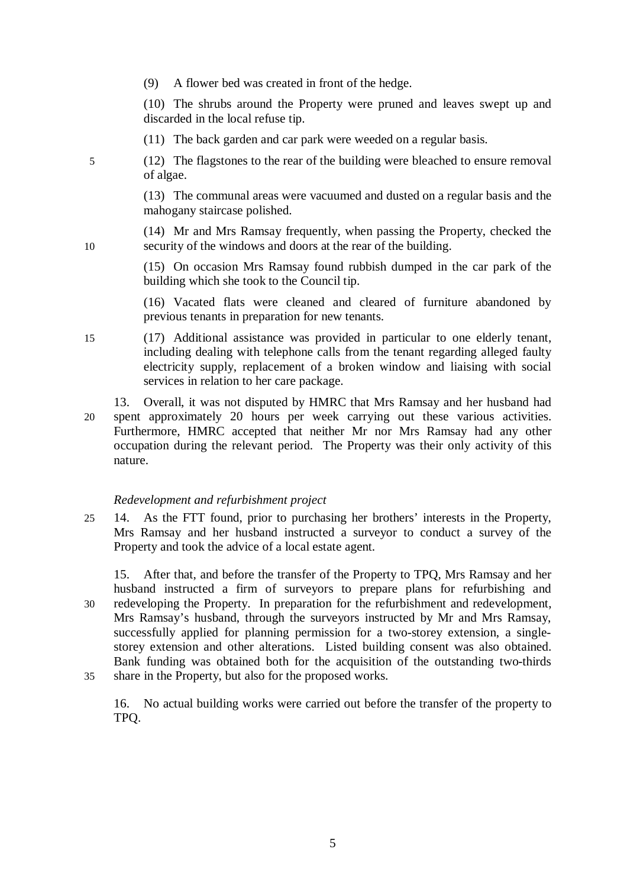(9) A flower bed was created in front of the hedge.

(10) The shrubs around the Property were pruned and leaves swept up and discarded in the local refuse tip.

(11) The back garden and car park were weeded on a regular basis.

(12) The flagstones to the rear of the building were bleached to ensure removal of algae.

(13) The communal areas were vacuumed and dusted on a regular basis and the mahogany staircase polished.

(14) Mr and Mrs Ramsay frequently, when passing the Property, checked the security of the windows and doors at the rear of the building.

(15) On occasion Mrs Ramsay found rubbish dumped in the car park of the building which she took to the Council tip.

(16) Vacated flats were cleaned and cleared of furniture abandoned by previous tenants in preparation for new tenants.

(17) Additional assistance was provided in particular to one elderly tenant, including dealing with telephone calls from the tenant regarding alleged faulty electricity supply, replacement of a broken window and liaising with social services in relation to her care package.

13. Overall, it was not disputed by HMRC that Mrs Ramsay and her husband had spent approximately 20 hours per week carrying out these various activities. Furthermore, HMRC accepted that neither Mr nor Mrs Ramsay had any other occupation during the relevant period. The Property was their only activity of this nature.

*Redevelopment and refurbishment project*

14. As the FTT found, prior to purchasing her brothers' interests in the Property, Mrs Ramsay and her husband instructed a surveyor to conduct a survey of the Property and took the advice of a local estate agent.

15. After that, and before the transfer of the Property to TPQ, Mrs Ramsay and her husband instructed a firm of surveyors to prepare plans for refurbishing and redeveloping the Property. In preparation for the refurbishment and redevelopment, Mrs Ramsay's husband, through the surveyors instructed by Mr and Mrs Ramsay, successfully applied for planning permission for a two-storey extension, a single-storey extension and other alterations. Listed building consent was also obtained. Bank funding was obtained both for the acquisition of the outstanding two-thirds share in the Property, but also for the proposed works.

16. No actual building works were carried out before the transfer of the property to TPQ.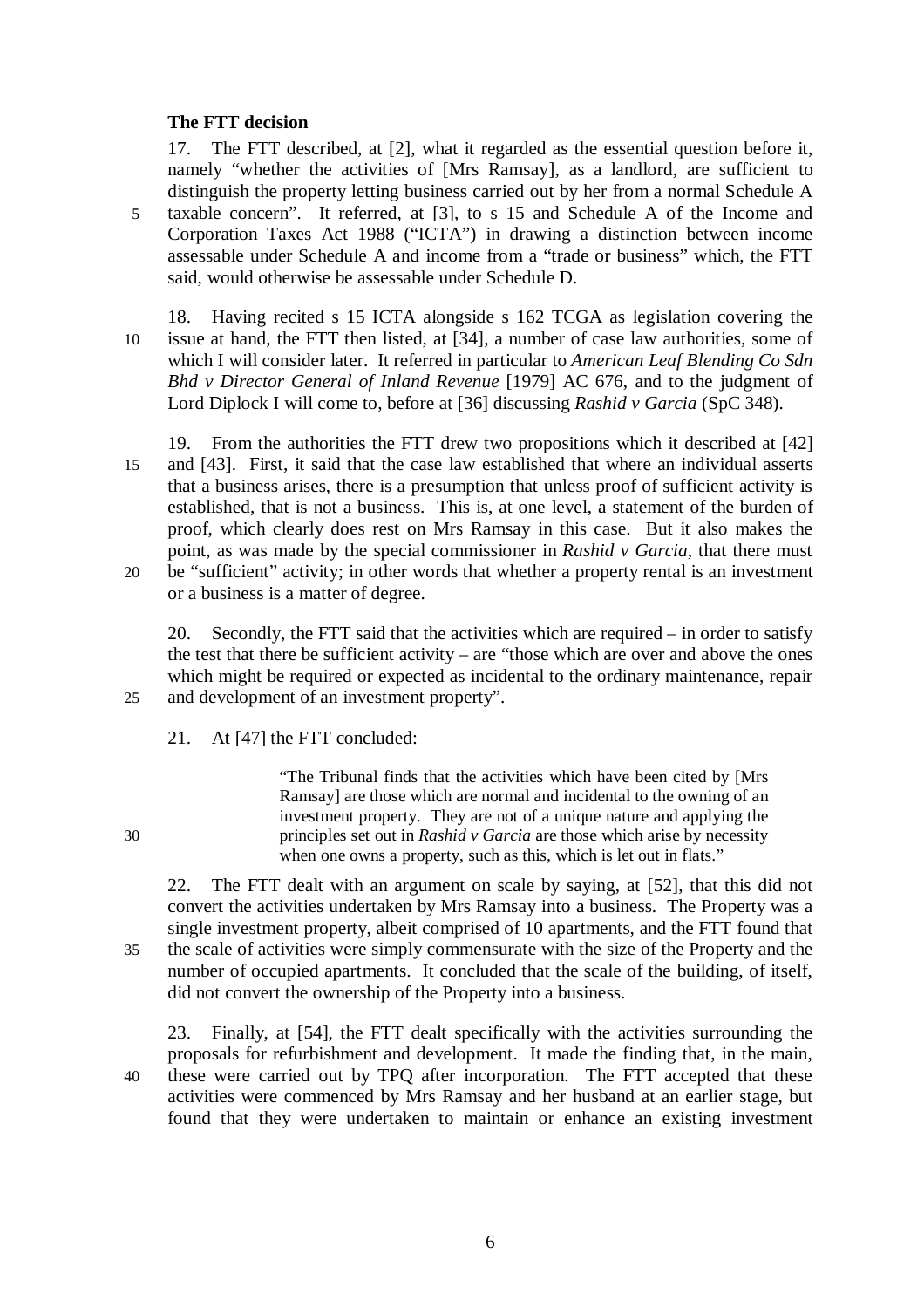## The FTT decision

17. The FTT described, at [2], what it regarded as the essential question before it, namely "whether the activities of [Mrs Ramsay], as a landlord, are sufficient to distinguish the property letting business carried out by her from a normal Schedule A taxable concern". It referred, at [3], to s 15 and Schedule A of the Income and Corporation Taxes Act 1988 ("ICTA") in drawing a distinction between income assessable under Schedule A and income from a "trade or business" which, the FTT said, would otherwise be assessable under Schedule D.

18. Having recited s 15 ICTA alongside s 162 TCGA as legislation covering the issue at hand, the FTT then listed, at [34], a number of case law authorities, some of which I will consider later. It referred in particular to *American Leaf Blending Co Sdn Bhd v Director General of Inland Revenue* [1979] AC 676, and to the judgment of Lord Diplock I will come to, before at [36] discussing *Rashid v Garcia* (SpC 348).

19. From the authorities the FTT drew two propositions which it described at [42] and [43]. First, it said that the case law established that where an individual asserts that a business arises, there is a presumption that unless proof of sufficient activity is established, that is not a business. This is, at one level, a statement of the burden of proof, which clearly does rest on Mrs Ramsay in this case. But it also makes the point, as was made by the special commissioner in *Rashid v Garcia*, that there must be "sufficient" activity; in other words that whether a property rental is an investment or a business is a matter of degree.

20. Secondly, the FTT said that the activities which are required – in order to satisfy the test that there be sufficient activity – are "those which are over and above the ones which might be required or expected as incidental to the ordinary maintenance, repair and development of an investment property".

21. At [47] the FTT concluded:

> "The Tribunal finds that the activities which have been cited by [Mrs Ramsay] are those which are normal and incidental to the owning of an investment property. They are not of a unique nature and applying the principles set out in *Rashid v Garcia* are those which arise by necessity when one owns a property, such as this, which is let out in flats."

22. The FTT dealt with an argument on scale by saying, at [52], that this did not convert the activities undertaken by Mrs Ramsay into a business. The Property was a single investment property, albeit comprised of 10 apartments, and the FTT found that the scale of activities were simply commensurate with the size of the Property and the number of occupied apartments. It concluded that the scale of the building, of itself, did not convert the ownership of the Property into a business.

23. Finally, at [54], the FTT dealt specifically with the activities surrounding the proposals for refurbishment and development. It made the finding that, in the main, these were carried out by TPQ after incorporation. The FTT accepted that these activities were commenced by Mrs Ramsay and her husband at an earlier stage, but found that they were undertaken to maintain or enhance an existing investment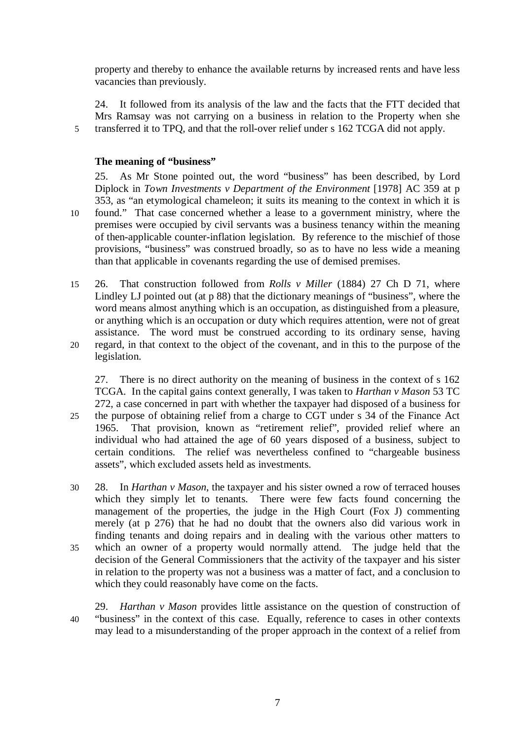property and thereby to enhance the available returns by increased rents and have less vacancies than previously.

24. It followed from its analysis of the law and the facts that the FTT decided that Mrs Ramsay was not carrying on a business in relation to the Property when she transferred it to TPQ, and that the roll-over relief under s 162 TCGA did not apply.

### The meaning of "business"

25. As Mr Stone pointed out, the word "business" has been described, by Lord Diplock in *Town Investments v Department of the Environment* [1978] AC 359 at p 353, as "an etymological chameleon; it suits its meaning to the context in which it is found." That case concerned whether a lease to a government ministry, where the premises were occupied by civil servants was a business tenancy within the meaning of then-applicable counter-inflation legislation. By reference to the mischief of those provisions, "business" was construed broadly, so as to have no less wide a meaning than that applicable in covenants regarding the use of demised premises.

26. That construction followed from *Rolls v Miller* (1884) 27 Ch D 71, where Lindley LJ pointed out (at p 88) that the dictionary meanings of "business", where the word means almost anything which is an occupation, as distinguished from a pleasure, or anything which is an occupation or duty which requires attention, were not of great assistance. The word must be construed according to its ordinary sense, having regard, in that context to the object of the covenant, and in this to the purpose of the legislation.

27. There is no direct authority on the meaning of business in the context of s 162 TCGA. In the capital gains context generally, I was taken to *Harthan v Mason* 53 TC 272, a case concerned in part with whether the taxpayer had disposed of a business for the purpose of obtaining relief from a charge to CGT under s 34 of the Finance Act 1965. That provision, known as "retirement relief", provided relief where an individual who had attained the age of 60 years disposed of a business, subject to certain conditions. The relief was nevertheless confined to "chargeable business assets", which excluded assets held as investments.

28. In *Harthan v Mason*, the taxpayer and his sister owned a row of terraced houses which they simply let to tenants. There were few facts found concerning the management of the properties, the judge in the High Court (Fox J) commenting merely (at p 276) that he had no doubt that the owners also did various work in finding tenants and doing repairs and in dealing with the various other matters to which an owner of a property would normally attend. The judge held that the decision of the General Commissioners that the activity of the taxpayer and his sister in relation to the property was not a business was a matter of fact, and a conclusion to which they could reasonably have come on the facts.

29. *Harthan v Mason* provides little assistance on the question of construction of "business" in the context of this case. Equally, reference to cases in other contexts may lead to a misunderstanding of the proper approach in the context of a relief from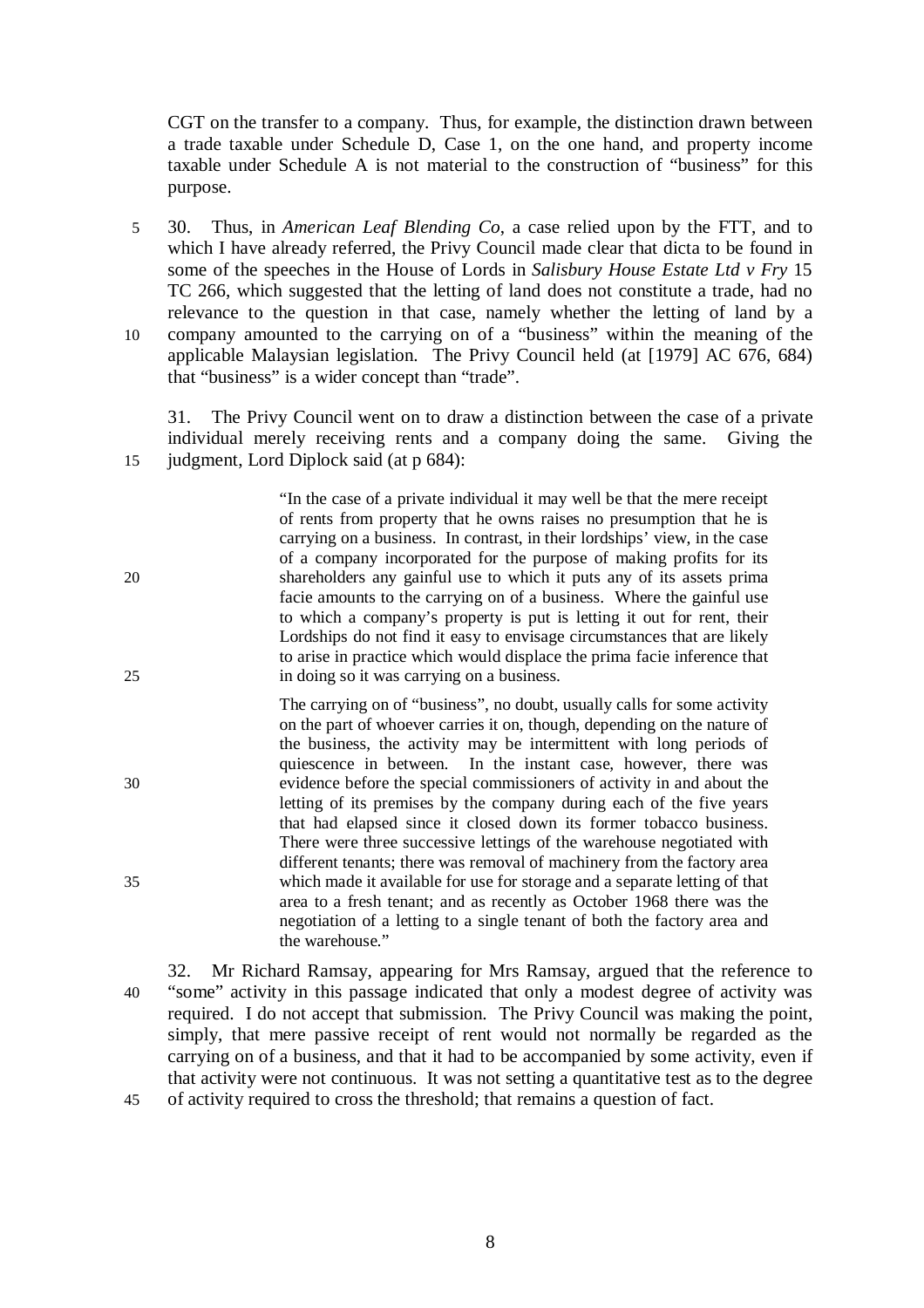CGT on the transfer to a company. Thus, for example, the distinction drawn between a trade taxable under Schedule D, Case 1, on the one hand, and property income taxable under Schedule A is not material to the construction of "business" for this purpose.

30. Thus, in *American Leaf Blending Co*, a case relied upon by the FTT, and to which I have already referred, the Privy Council made clear that dicta to be found in some of the speeches in the House of Lords in *Salisbury House Estate Ltd v Fry* 15 TC 266, which suggested that the letting of land does not constitute a trade, had no relevance to the question in that case, namely whether the letting of land by a company amounted to the carrying on of a "business" within the meaning of the applicable Malaysian legislation. The Privy Council held (at [1979] AC 676, 684) that "business" is a wider concept than "trade".

31. The Privy Council went on to draw a distinction between the case of a private individual merely receiving rents and a company doing the same. Giving the judgment, Lord Diplock said (at p 684):

> "In the case of a private individual it may well be that the mere receipt of rents from property that he owns raises no presumption that he is carrying on a business. In contrast, in their lordships' view, in the case of a company incorporated for the purpose of making profits for its shareholders any gainful use to which it puts any of its assets prima facie amounts to the carrying on of a business. Where the gainful use to which a company's property is put is letting it out for rent, their Lordships do not find it easy to envisage circumstances that are likely to arise in practice which would displace the prima facie inference that in doing so it was carrying on a business.
>
> The carrying on of "business", no doubt, usually calls for some activity on the part of whoever carries it on, though, depending on the nature of the business, the activity may be intermittent with long periods of quiescence in between. In the instant case, however, there was evidence before the special commissioners of activity in and about the letting of its premises by the company during each of the five years that had elapsed since it closed down its former tobacco business. There were three successive lettings of the warehouse negotiated with different tenants; there was removal of machinery from the factory area which made it available for use for storage and a separate letting of that area to a fresh tenant; and as recently as October 1968 there was the negotiation of a letting to a single tenant of both the factory area and the warehouse."

32. Mr Richard Ramsay, appearing for Mrs Ramsay, argued that the reference to "some" activity in this passage indicated that only a modest degree of activity was required. I do not accept that submission. The Privy Council was making the point, simply, that mere passive receipt of rent would not normally be regarded as the carrying on of a business, and that it had to be accompanied by some activity, even if that activity were not continuous. It was not setting a quantitative test as to the degree of activity required to cross the threshold; that remains a question of fact.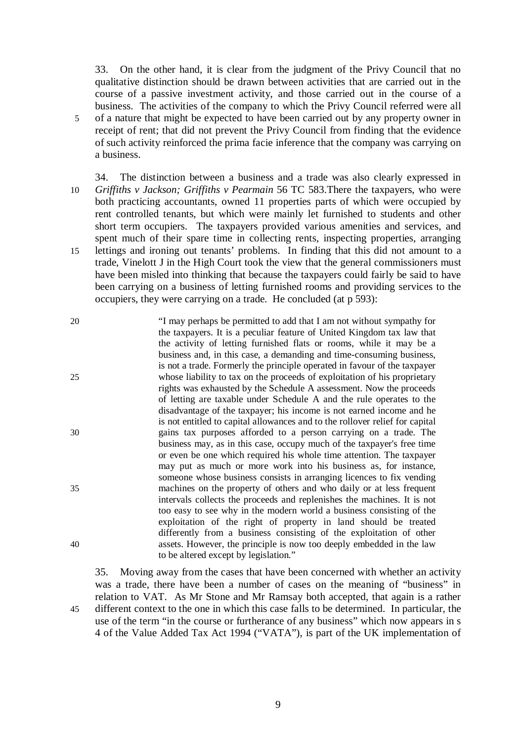33. On the other hand, it is clear from the judgment of the Privy Council that no qualitative distinction should be drawn between activities that are carried out in the course of a passive investment activity, and those carried out in the course of a business. The activities of the company to which the Privy Council referred were all of a nature that might be expected to have been carried out by any property owner in receipt of rent; that did not prevent the Privy Council from finding that the evidence of such activity reinforced the prima facie inference that the company was carrying on a business.

34. The distinction between a business and a trade was also clearly expressed in *Griffiths v Jackson; Griffiths v Pearmain* 56 TC 583.There the taxpayers, who were both practicing accountants, owned 11 properties parts of which were occupied by rent controlled tenants, but which were mainly let furnished to students and other short term occupiers. The taxpayers provided various amenities and services, and spent much of their spare time in collecting rents, inspecting properties, arranging lettings and ironing out tenants' problems. In finding that this did not amount to a trade, Vinelott J in the High Court took the view that the general commissioners must have been misled into thinking that because the taxpayers could fairly be said to have been carrying on a business of letting furnished rooms and providing services to the occupiers, they were carrying on a trade. He concluded (at p 593):

> "I may perhaps be permitted to add that I am not without sympathy for the taxpayers. It is a peculiar feature of United Kingdom tax law that the activity of letting furnished flats or rooms, while it may be a business and, in this case, a demanding and time-consuming business, is not a trade. Formerly the principle operated in favour of the taxpayer whose liability to tax on the proceeds of exploitation of his proprietary rights was exhausted by the Schedule A assessment. Now the proceeds of letting are taxable under Schedule A and the rule operates to the disadvantage of the taxpayer; his income is not earned income and he is not entitled to capital allowances and to the rollover relief for capital gains tax purposes afforded to a person carrying on a trade. The business may, as in this case, occupy much of the taxpayer's free time or even be one which required his whole time attention. The taxpayer may put as much or more work into his business as, for instance, someone whose business consists in arranging licences to fix vending machines on the property of others and who daily or at less frequent intervals collects the proceeds and replenishes the machines. It is not too easy to see why in the modern world a business consisting of the exploitation of the right of property in land should be treated differently from a business consisting of the exploitation of other assets. However, the principle is now too deeply embedded in the law to be altered except by legislation."

35. Moving away from the cases that have been concerned with whether an activity was a trade, there have been a number of cases on the meaning of "business" in relation to VAT. As Mr Stone and Mr Ramsay both accepted, that again is a rather different context to the one in which this case falls to be determined. In particular, the use of the term "in the course or furtherance of any business" which now appears in s 4 of the Value Added Tax Act 1994 ("VATA"), is part of the UK implementation of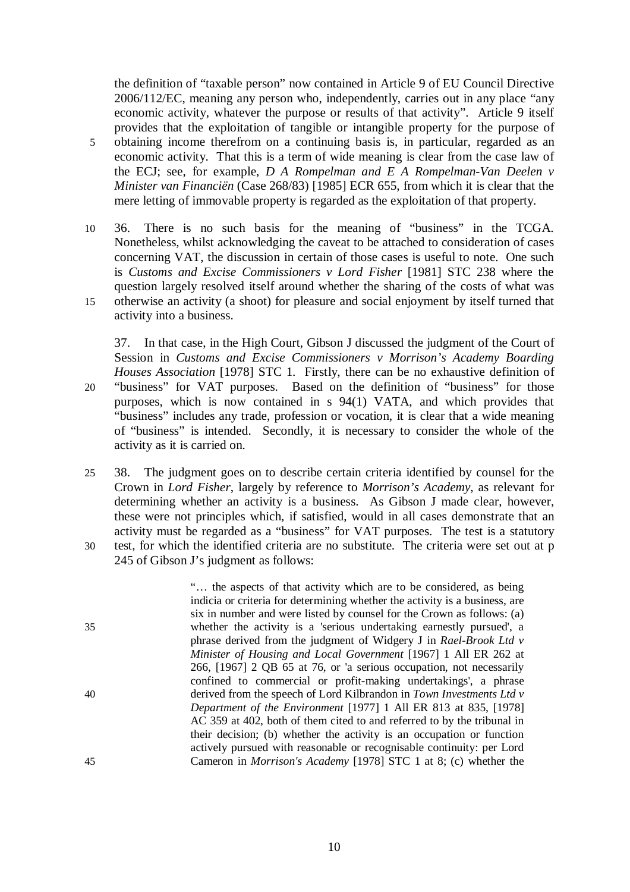the definition of "taxable person" now contained in Article 9 of EU Council Directive 2006/112/EC, meaning any person who, independently, carries out in any place "any economic activity, whatever the purpose or results of that activity". Article 9 itself provides that the exploitation of tangible or intangible property for the purpose of obtaining income therefrom on a continuing basis is, in particular, regarded as an economic activity. That this is a term of wide meaning is clear from the case law of the ECJ; see, for example, *D A Rompelman and E A Rompelman-Van Deelen v Minister van Financiën* (Case 268/83) [1985] ECR 655, from which it is clear that the mere letting of immovable property is regarded as the exploitation of that property.

36. There is no such basis for the meaning of "business" in the TCGA. Nonetheless, whilst acknowledging the caveat to be attached to consideration of cases concerning VAT, the discussion in certain of those cases is useful to note. One such is *Customs and Excise Commissioners v Lord Fisher* [1981] STC 238 where the question largely resolved itself around whether the sharing of the costs of what was otherwise an activity (a shoot) for pleasure and social enjoyment by itself turned that activity into a business.

37. In that case, in the High Court, Gibson J discussed the judgment of the Court of Session in *Customs and Excise Commissioners v Morrison's Academy Boarding Houses Association* [1978] STC 1. Firstly, there can be no exhaustive definition of "business" for VAT purposes. Based on the definition of "business" for those purposes, which is now contained in s 94(1) VATA, and which provides that "business" includes any trade, profession or vocation, it is clear that a wide meaning of "business" is intended. Secondly, it is necessary to consider the whole of the activity as it is carried on.

38. The judgment goes on to describe certain criteria identified by counsel for the Crown in *Lord Fisher*, largely by reference to *Morrison's Academy*, as relevant for determining whether an activity is a business. As Gibson J made clear, however, these were not principles which, if satisfied, would in all cases demonstrate that an activity must be regarded as a "business" for VAT purposes. The test is a statutory test, for which the identified criteria are no substitute. The criteria were set out at p 245 of Gibson J's judgment as follows:

> "… the aspects of that activity which are to be considered, as being indicia or criteria for determining whether the activity is a business, are six in number and were listed by counsel for the Crown as follows: (a) whether the activity is a 'serious undertaking earnestly pursued', a phrase derived from the judgment of Widgery J in *Rael-Brook Ltd v Minister of Housing and Local Government* [1967] 1 All ER 262 at 266, [1967] 2 QB 65 at 76, or 'a serious occupation, not necessarily confined to commercial or profit-making undertakings', a phrase derived from the speech of Lord Kilbrandon in *Town Investments Ltd v Department of the Environment* [1977] 1 All ER 813 at 835, [1978] AC 359 at 402, both of them cited to and referred to by the tribunal in their decision; (b) whether the activity is an occupation or function actively pursued with reasonable or recognisable continuity: per Lord Cameron in *Morrison's Academy* [1978] STC 1 at 8; (c) whether the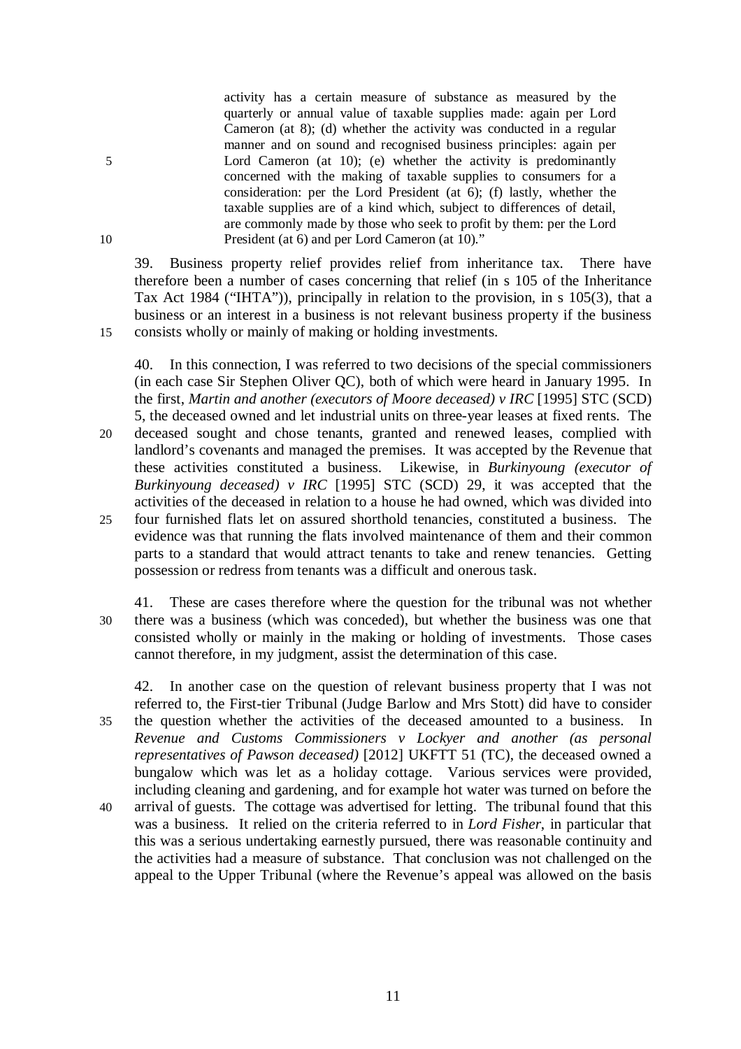> activity has a certain measure of substance as measured by the quarterly or annual value of taxable supplies made: again per Lord Cameron (at 8); (d) whether the activity was conducted in a regular manner and on sound and recognised business principles: again per Lord Cameron (at 10); (e) whether the activity is predominantly concerned with the making of taxable supplies to consumers for a consideration: per the Lord President (at 6); (f) lastly, whether the taxable supplies are of a kind which, subject to differences of detail, are commonly made by those who seek to profit by them: per the Lord President (at 6) and per Lord Cameron (at 10)."

39. Business property relief provides relief from inheritance tax. There have therefore been a number of cases concerning that relief (in s 105 of the Inheritance Tax Act 1984 ("IHTA")), principally in relation to the provision, in s 105(3), that a business or an interest in a business is not relevant business property if the business consists wholly or mainly of making or holding investments.

40. In this connection, I was referred to two decisions of the special commissioners (in each case Sir Stephen Oliver QC), both of which were heard in January 1995. In the first, *Martin and another (executors of Moore deceased) v IRC* [1995] STC (SCD) 5, the deceased owned and let industrial units on three-year leases at fixed rents. The deceased sought and chose tenants, granted and renewed leases, complied with landlord's covenants and managed the premises. It was accepted by the Revenue that these activities constituted a business. Likewise, in *Burkinyoung (executor of Burkinyoung deceased) v IRC* [1995] STC (SCD) 29, it was accepted that the activities of the deceased in relation to a house he had owned, which was divided into four furnished flats let on assured shorthold tenancies, constituted a business. The evidence was that running the flats involved maintenance of them and their common parts to a standard that would attract tenants to take and renew tenancies. Getting possession or redress from tenants was a difficult and onerous task.

41. These are cases therefore where the question for the tribunal was not whether there was a business (which was conceded), but whether the business was one that consisted wholly or mainly in the making or holding of investments. Those cases cannot therefore, in my judgment, assist the determination of this case.

42. In another case on the question of relevant business property that I was not referred to, the First-tier Tribunal (Judge Barlow and Mrs Stott) did have to consider the question whether the activities of the deceased amounted to a business. In *Revenue and Customs Commissioners v Lockyer and another (as personal representatives of Pawson deceased)* [2012] UKFTT 51 (TC), the deceased owned a bungalow which was let as a holiday cottage. Various services were provided, including cleaning and gardening, and for example hot water was turned on before the arrival of guests. The cottage was advertised for letting. The tribunal found that this was a business. It relied on the criteria referred to in *Lord Fisher*, in particular that this was a serious undertaking earnestly pursued, there was reasonable continuity and the activities had a measure of substance. That conclusion was not challenged on the appeal to the Upper Tribunal (where the Revenue's appeal was allowed on the basis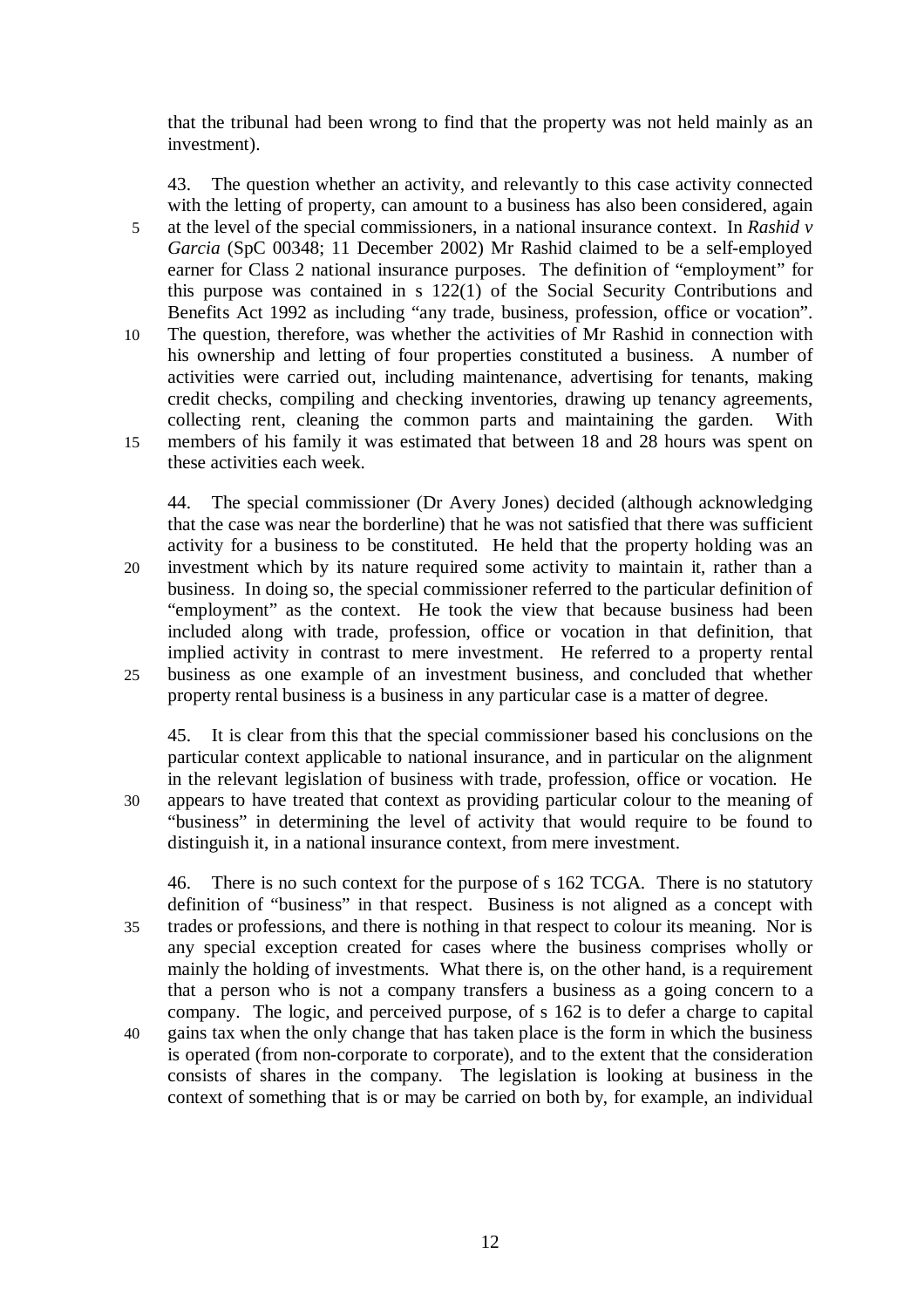that the tribunal had been wrong to find that the property was not held mainly as an investment).

43. The question whether an activity, and relevantly to this case activity connected with the letting of property, can amount to a business has also been considered, again at the level of the special commissioners, in a national insurance context. In *Rashid v Garcia* (SpC 00348; 11 December 2002) Mr Rashid claimed to be a self-employed earner for Class 2 national insurance purposes. The definition of "employment" for this purpose was contained in s 122(1) of the Social Security Contributions and Benefits Act 1992 as including "any trade, business, profession, office or vocation". The question, therefore, was whether the activities of Mr Rashid in connection with his ownership and letting of four properties constituted a business. A number of activities were carried out, including maintenance, advertising for tenants, making credit checks, compiling and checking inventories, drawing up tenancy agreements, collecting rent, cleaning the common parts and maintaining the garden. With members of his family it was estimated that between 18 and 28 hours was spent on these activities each week.

44. The special commissioner (Dr Avery Jones) decided (although acknowledging that the case was near the borderline) that he was not satisfied that there was sufficient activity for a business to be constituted. He held that the property holding was an investment which by its nature required some activity to maintain it, rather than a business. In doing so, the special commissioner referred to the particular definition of "employment" as the context. He took the view that because business had been included along with trade, profession, office or vocation in that definition, that implied activity in contrast to mere investment. He referred to a property rental business as one example of an investment business, and concluded that whether property rental business is a business in any particular case is a matter of degree.

45. It is clear from this that the special commissioner based his conclusions on the particular context applicable to national insurance, and in particular on the alignment in the relevant legislation of business with trade, profession, office or vocation. He appears to have treated that context as providing particular colour to the meaning of "business" in determining the level of activity that would require to be found to distinguish it, in a national insurance context, from mere investment.

46. There is no such context for the purpose of s 162 TCGA. There is no statutory definition of "business" in that respect. Business is not aligned as a concept with trades or professions, and there is nothing in that respect to colour its meaning. Nor is any special exception created for cases where the business comprises wholly or mainly the holding of investments. What there is, on the other hand, is a requirement that a person who is not a company transfers a business as a going concern to a company. The logic, and perceived purpose, of s 162 is to defer a charge to capital gains tax when the only change that has taken place is the form in which the business is operated (from non-corporate to corporate), and to the extent that the consideration consists of shares in the company. The legislation is looking at business in the context of something that is or may be carried on both by, for example, an individual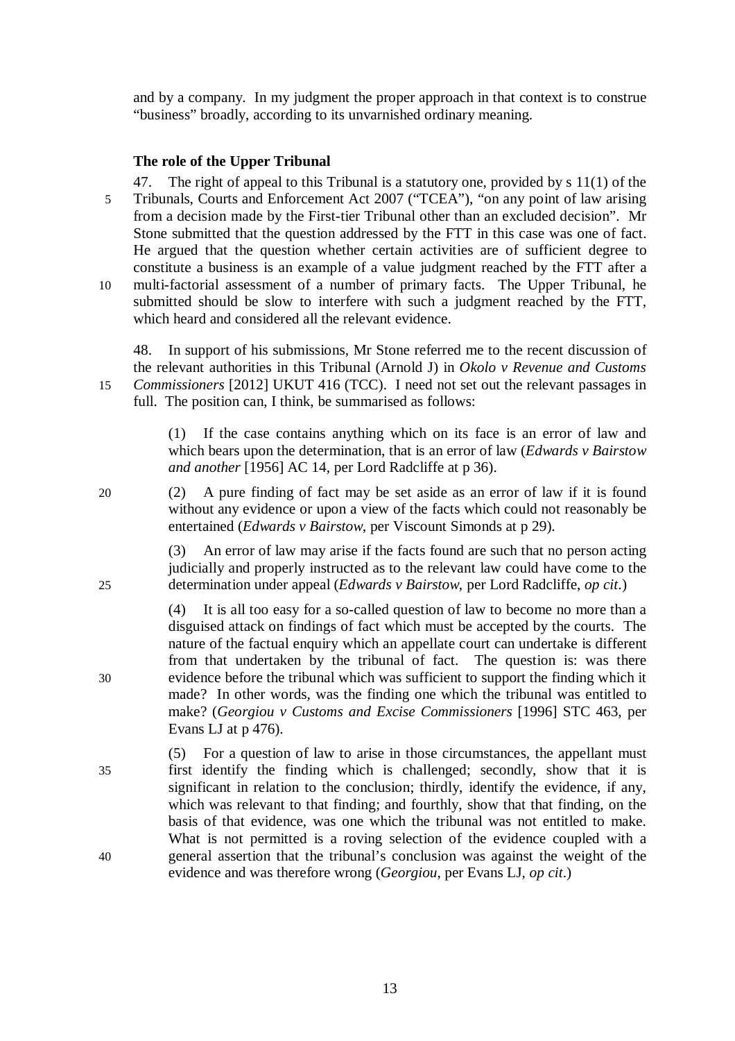and by a company. In my judgment the proper approach in that context is to construe "business" broadly, according to its unvarnished ordinary meaning.

### The role of the Upper Tribunal

47. The right of appeal to this Tribunal is a statutory one, provided by s 11(1) of the Tribunals, Courts and Enforcement Act 2007 ("TCEA"), "on any point of law arising from a decision made by the First-tier Tribunal other than an excluded decision". Mr Stone submitted that the question addressed by the FTT in this case was one of fact. He argued that the question whether certain activities are of sufficient degree to constitute a business is an example of a value judgment reached by the FTT after a multi-factorial assessment of a number of primary facts. The Upper Tribunal, he submitted should be slow to interfere with such a judgment reached by the FTT, which heard and considered all the relevant evidence.

48. In support of his submissions, Mr Stone referred me to the recent discussion of the relevant authorities in this Tribunal (Arnold J) in *Okolo v Revenue and Customs Commissioners* [2012] UKUT 416 (TCC). I need not set out the relevant passages in full. The position can, I think, be summarised as follows:

> (1) If the case contains anything which on its face is an error of law and which bears upon the determination, that is an error of law (*Edwards v Bairstow and another* [1956] AC 14, per Lord Radcliffe at p 36).
>
> (2) A pure finding of fact may be set aside as an error of law if it is found without any evidence or upon a view of the facts which could not reasonably be entertained (*Edwards v Bairstow*, per Viscount Simonds at p 29).
>
> (3) An error of law may arise if the facts found are such that no person acting judicially and properly instructed as to the relevant law could have come to the determination under appeal (*Edwards v Bairstow*, per Lord Radcliffe, *op cit*.)
>
> (4) It is all too easy for a so-called question of law to become no more than a disguised attack on findings of fact which must be accepted by the courts. The nature of the factual enquiry which an appellate court can undertake is different from that undertaken by the tribunal of fact. The question is: was there evidence before the tribunal which was sufficient to support the finding which it made? In other words, was the finding one which the tribunal was entitled to make? (*Georgiou v Customs and Excise Commissioners* [1996] STC 463, per Evans LJ at p 476).
>
> (5) For a question of law to arise in those circumstances, the appellant must first identify the finding which is challenged; secondly, show that it is significant in relation to the conclusion; thirdly, identify the evidence, if any, which was relevant to that finding; and fourthly, show that that finding, on the basis of that evidence, was one which the tribunal was not entitled to make. What is not permitted is a roving selection of the evidence coupled with a general assertion that the tribunal's conclusion was against the weight of the evidence and was therefore wrong (*Georgiou*, per Evans LJ, *op cit*.)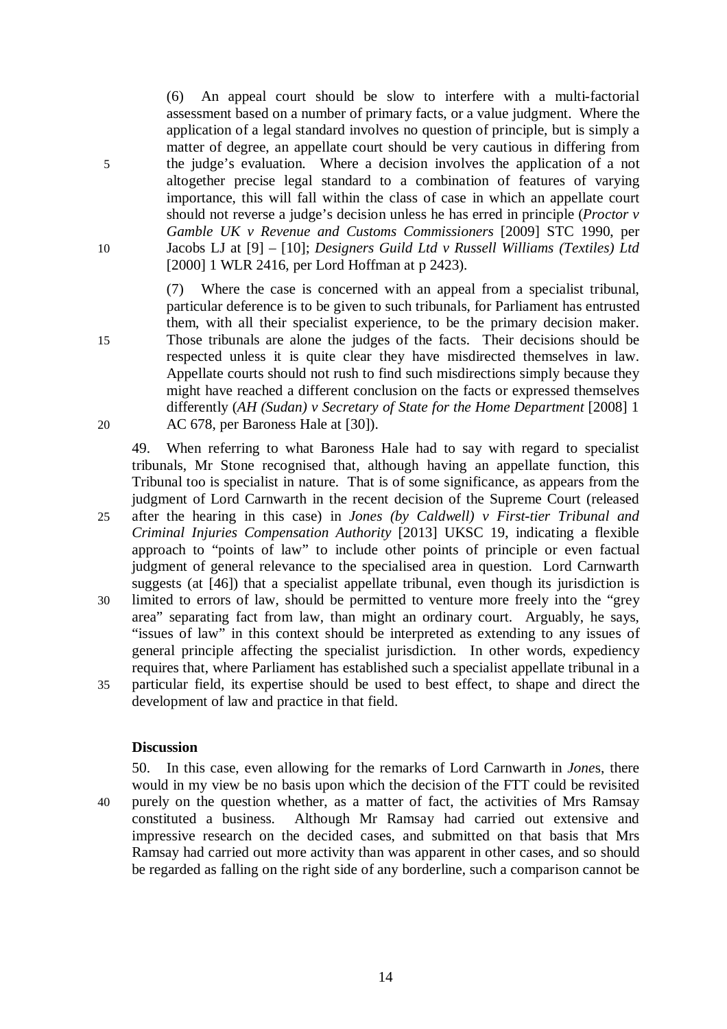(6) An appeal court should be slow to interfere with a multi-factorial assessment based on a number of primary facts, or a value judgment. Where the application of a legal standard involves no question of principle, but is simply a matter of degree, an appellate court should be very cautious in differing from the judge's evaluation. Where a decision involves the application of a not altogether precise legal standard to a combination of features of varying importance, this will fall within the class of case in which an appellate court should not reverse a judge's decision unless he has erred in principle (*Proctor v Gamble UK v Revenue and Customs Commissioners* [2009] STC 1990, per Jacobs LJ at [9] – [10]; *Designers Guild Ltd v Russell Williams (Textiles) Ltd* [2000] 1 WLR 2416, per Lord Hoffman at p 2423).

(7) Where the case is concerned with an appeal from a specialist tribunal, particular deference is to be given to such tribunals, for Parliament has entrusted them, with all their specialist experience, to be the primary decision maker. Those tribunals are alone the judges of the facts. Their decisions should be respected unless it is quite clear they have misdirected themselves in law. Appellate courts should not rush to find such misdirections simply because they might have reached a different conclusion on the facts or expressed themselves differently (*AH (Sudan) v Secretary of State for the Home Department* [2008] 1 AC 678, per Baroness Hale at [30]).

49. When referring to what Baroness Hale had to say with regard to specialist tribunals, Mr Stone recognised that, although having an appellate function, this Tribunal too is specialist in nature. That is of some significance, as appears from the judgment of Lord Carnwarth in the recent decision of the Supreme Court (released after the hearing in this case) in *Jones (by Caldwell) v First-tier Tribunal and Criminal Injuries Compensation Authority* [2013] UKSC 19, indicating a flexible approach to "points of law" to include other points of principle or even factual judgment of general relevance to the specialised area in question. Lord Carnwarth suggests (at [46]) that a specialist appellate tribunal, even though its jurisdiction is limited to errors of law, should be permitted to venture more freely into the "grey area" separating fact from law, than might an ordinary court. Arguably, he says, "issues of law" in this context should be interpreted as extending to any issues of general principle affecting the specialist jurisdiction. In other words, expediency requires that, where Parliament has established such a specialist appellate tribunal in a particular field, its expertise should be used to best effect, to shape and direct the development of law and practice in that field.

## Discussion

50. In this case, even allowing for the remarks of Lord Carnwarth in *Jones*, there would in my view be no basis upon which the decision of the FTT could be revisited purely on the question whether, as a matter of fact, the activities of Mrs Ramsay constituted a business. Although Mr Ramsay had carried out extensive and impressive research on the decided cases, and submitted on that basis that Mrs Ramsay had carried out more activity than was apparent in other cases, and so should be regarded as falling on the right side of any borderline, such a comparison cannot be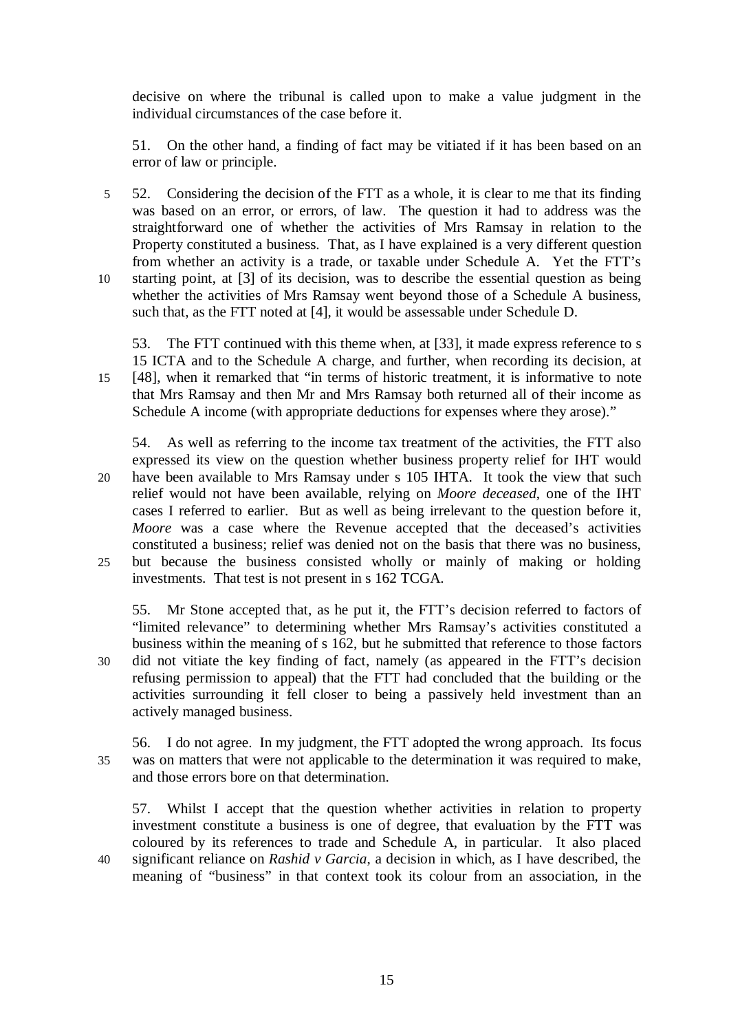decisive on where the tribunal is called upon to make a value judgment in the individual circumstances of the case before it.

51. On the other hand, a finding of fact may be vitiated if it has been based on an error of law or principle.

52. Considering the decision of the FTT as a whole, it is clear to me that its finding was based on an error, or errors, of law. The question it had to address was the straightforward one of whether the activities of Mrs Ramsay in relation to the Property constituted a business. That, as I have explained is a very different question from whether an activity is a trade, or taxable under Schedule A. Yet the FTT's starting point, at [3] of its decision, was to describe the essential question as being whether the activities of Mrs Ramsay went beyond those of a Schedule A business, such that, as the FTT noted at [4], it would be assessable under Schedule D.

53. The FTT continued with this theme when, at [33], it made express reference to s 15 ICTA and to the Schedule A charge, and further, when recording its decision, at [48], when it remarked that "in terms of historic treatment, it is informative to note that Mrs Ramsay and then Mr and Mrs Ramsay both returned all of their income as Schedule A income (with appropriate deductions for expenses where they arose)."

54. As well as referring to the income tax treatment of the activities, the FTT also expressed its view on the question whether business property relief for IHT would have been available to Mrs Ramsay under s 105 IHTA. It took the view that such relief would not have been available, relying on *Moore deceased*, one of the IHT cases I referred to earlier. But as well as being irrelevant to the question before it, *Moore* was a case where the Revenue accepted that the deceased's activities constituted a business; relief was denied not on the basis that there was no business, but because the business consisted wholly or mainly of making or holding investments. That test is not present in s 162 TCGA.

55. Mr Stone accepted that, as he put it, the FTT's decision referred to factors of "limited relevance" to determining whether Mrs Ramsay's activities constituted a business within the meaning of s 162, but he submitted that reference to those factors did not vitiate the key finding of fact, namely (as appeared in the FTT's decision refusing permission to appeal) that the FTT had concluded that the building or the activities surrounding it fell closer to being a passively held investment than an actively managed business.

56. I do not agree. In my judgment, the FTT adopted the wrong approach. Its focus was on matters that were not applicable to the determination it was required to make, and those errors bore on that determination.

57. Whilst I accept that the question whether activities in relation to property investment constitute a business is one of degree, that evaluation by the FTT was coloured by its references to trade and Schedule A, in particular. It also placed significant reliance on *Rashid v Garcia*, a decision in which, as I have described, the meaning of "business" in that context took its colour from an association, in the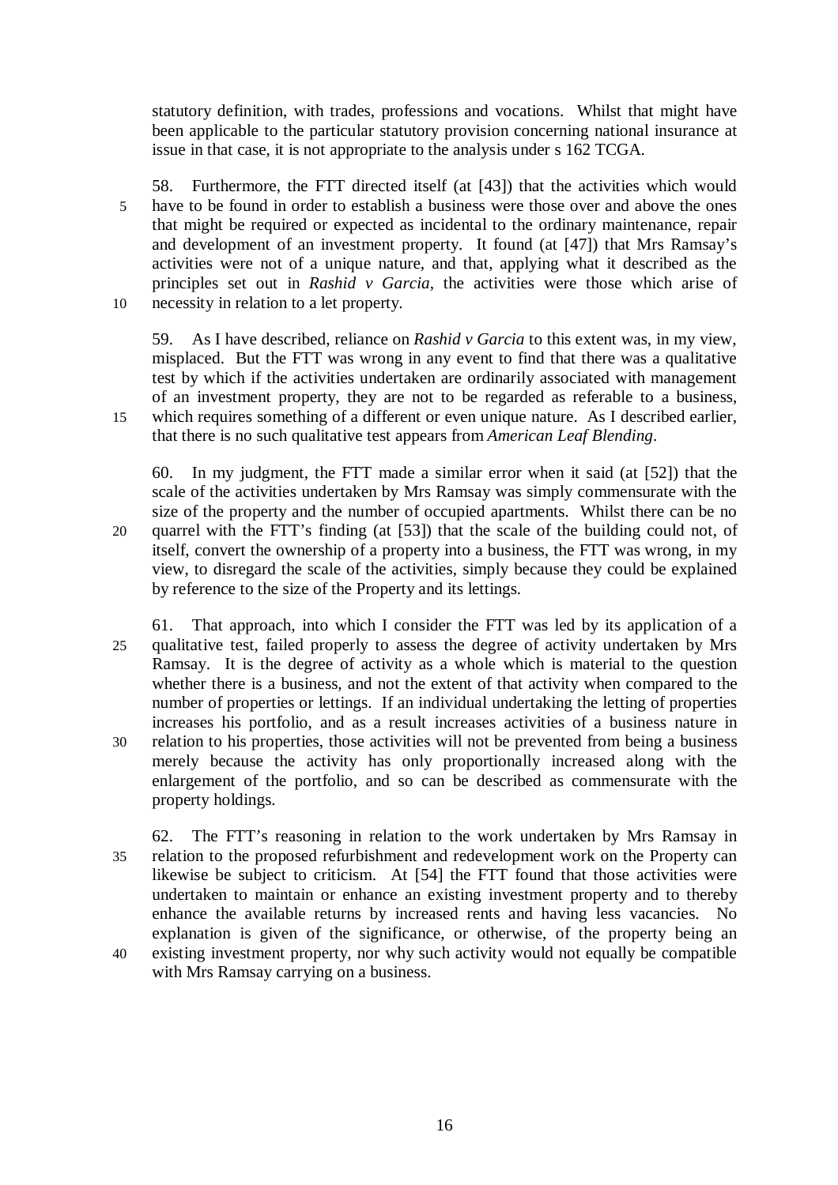statutory definition, with trades, professions and vocations. Whilst that might have been applicable to the particular statutory provision concerning national insurance at issue in that case, it is not appropriate to the analysis under s 162 TCGA.

58. Furthermore, the FTT directed itself (at [43]) that the activities which would have to be found in order to establish a business were those over and above the ones that might be required or expected as incidental to the ordinary maintenance, repair and development of an investment property. It found (at [47]) that Mrs Ramsay's activities were not of a unique nature, and that, applying what it described as the principles set out in *Rashid v Garcia*, the activities were those which arise of necessity in relation to a let property.

59. As I have described, reliance on *Rashid v Garcia* to this extent was, in my view, misplaced. But the FTT was wrong in any event to find that there was a qualitative test by which if the activities undertaken are ordinarily associated with management of an investment property, they are not to be regarded as referable to a business, which requires something of a different or even unique nature. As I described earlier, that there is no such qualitative test appears from *American Leaf Blending*.

60. In my judgment, the FTT made a similar error when it said (at [52]) that the scale of the activities undertaken by Mrs Ramsay was simply commensurate with the size of the property and the number of occupied apartments. Whilst there can be no quarrel with the FTT's finding (at [53]) that the scale of the building could not, of itself, convert the ownership of a property into a business, the FTT was wrong, in my view, to disregard the scale of the activities, simply because they could be explained by reference to the size of the Property and its lettings.

61. That approach, into which I consider the FTT was led by its application of a qualitative test, failed properly to assess the degree of activity undertaken by Mrs Ramsay. It is the degree of activity as a whole which is material to the question whether there is a business, and not the extent of that activity when compared to the number of properties or lettings. If an individual undertaking the letting of properties increases his portfolio, and as a result increases activities of a business nature in relation to his properties, those activities will not be prevented from being a business merely because the activity has only proportionally increased along with the enlargement of the portfolio, and so can be described as commensurate with the property holdings.

62. The FTT's reasoning in relation to the work undertaken by Mrs Ramsay in relation to the proposed refurbishment and redevelopment work on the Property can likewise be subject to criticism. At [54] the FTT found that those activities were undertaken to maintain or enhance an existing investment property and to thereby enhance the available returns by increased rents and having less vacancies. No explanation is given of the significance, or otherwise, of the property being an existing investment property, nor why such activity would not equally be compatible with Mrs Ramsay carrying on a business.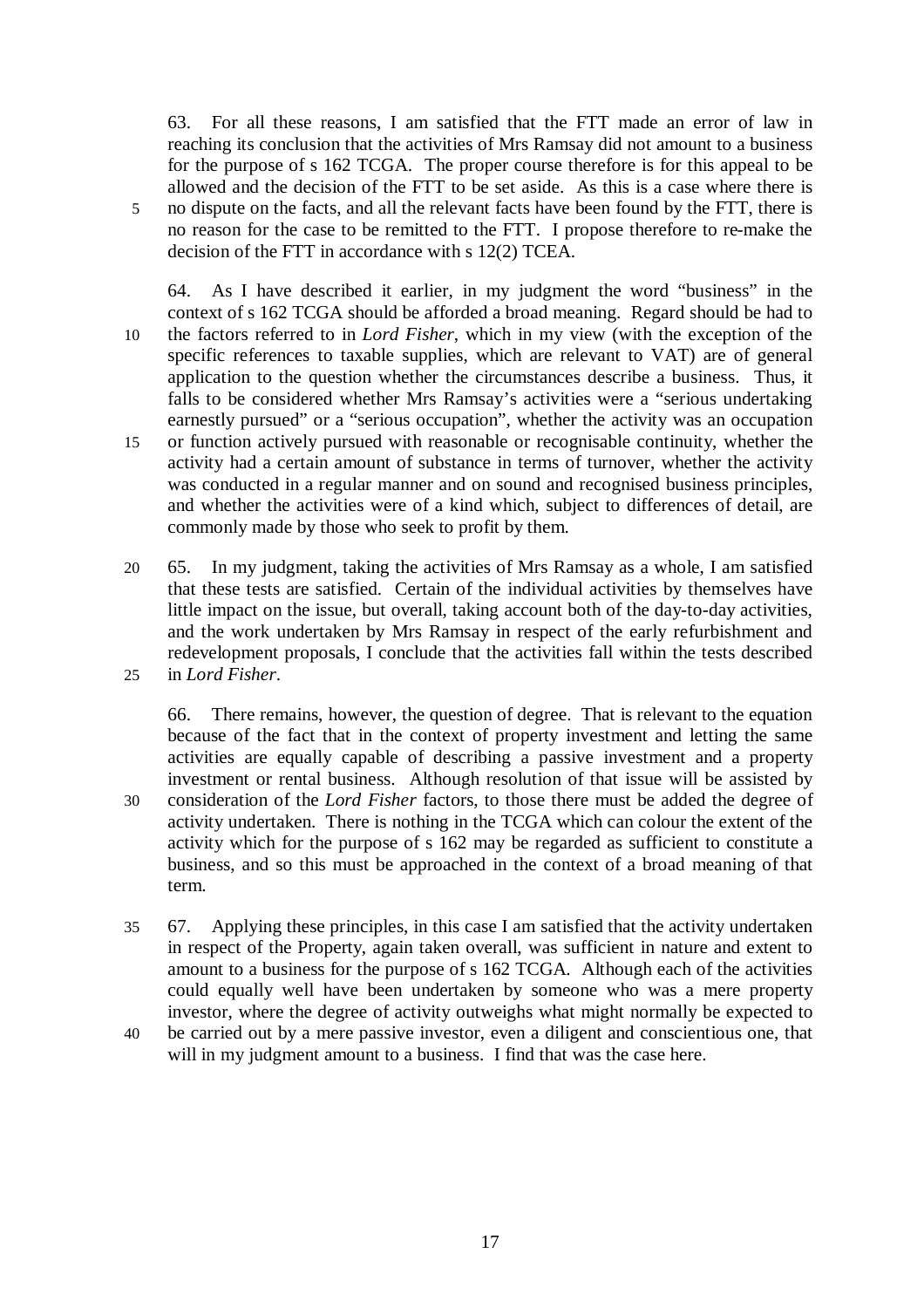63. For all these reasons, I am satisfied that the FTT made an error of law in reaching its conclusion that the activities of Mrs Ramsay did not amount to a business for the purpose of s 162 TCGA. The proper course therefore is for this appeal to be allowed and the decision of the FTT to be set aside. As this is a case where there is no dispute on the facts, and all the relevant facts have been found by the FTT, there is no reason for the case to be remitted to the FTT. I propose therefore to re-make the decision of the FTT in accordance with s 12(2) TCEA.

64. As I have described it earlier, in my judgment the word "business" in the context of s 162 TCGA should be afforded a broad meaning. Regard should be had to the factors referred to in *Lord Fisher*, which in my view (with the exception of the specific references to taxable supplies, which are relevant to VAT) are of general application to the question whether the circumstances describe a business. Thus, it falls to be considered whether Mrs Ramsay's activities were a "serious undertaking earnestly pursued" or a "serious occupation", whether the activity was an occupation or function actively pursued with reasonable or recognisable continuity, whether the activity had a certain amount of substance in terms of turnover, whether the activity was conducted in a regular manner and on sound and recognised business principles, and whether the activities were of a kind which, subject to differences of detail, are commonly made by those who seek to profit by them.

65. In my judgment, taking the activities of Mrs Ramsay as a whole, I am satisfied that these tests are satisfied. Certain of the individual activities by themselves have little impact on the issue, but overall, taking account both of the day-to-day activities, and the work undertaken by Mrs Ramsay in respect of the early refurbishment and redevelopment proposals, I conclude that the activities fall within the tests described in *Lord Fisher*.

66. There remains, however, the question of degree. That is relevant to the equation because of the fact that in the context of property investment and letting the same activities are equally capable of describing a passive investment and a property investment or rental business. Although resolution of that issue will be assisted by consideration of the *Lord Fisher* factors, to those there must be added the degree of activity undertaken. There is nothing in the TCGA which can colour the extent of the activity which for the purpose of s 162 may be regarded as sufficient to constitute a business, and so this must be approached in the context of a broad meaning of that term.

67. Applying these principles, in this case I am satisfied that the activity undertaken in respect of the Property, again taken overall, was sufficient in nature and extent to amount to a business for the purpose of s 162 TCGA. Although each of the activities could equally well have been undertaken by someone who was a mere property investor, where the degree of activity outweighs what might normally be expected to be carried out by a mere passive investor, even a diligent and conscientious one, that will in my judgment amount to a business. I find that was the case here.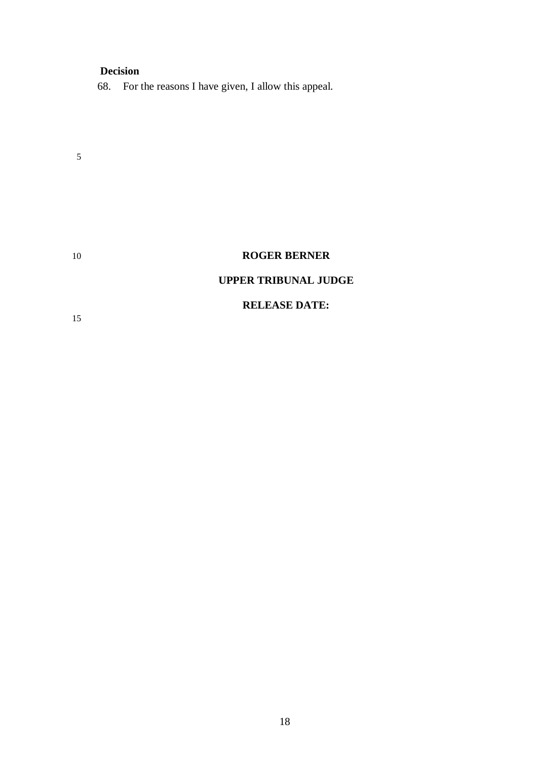### Decision

68. For the reasons I have given, I allow this appeal.

**ROGER BERNER**

**UPPER TRIBUNAL JUDGE**

**RELEASE DATE:**